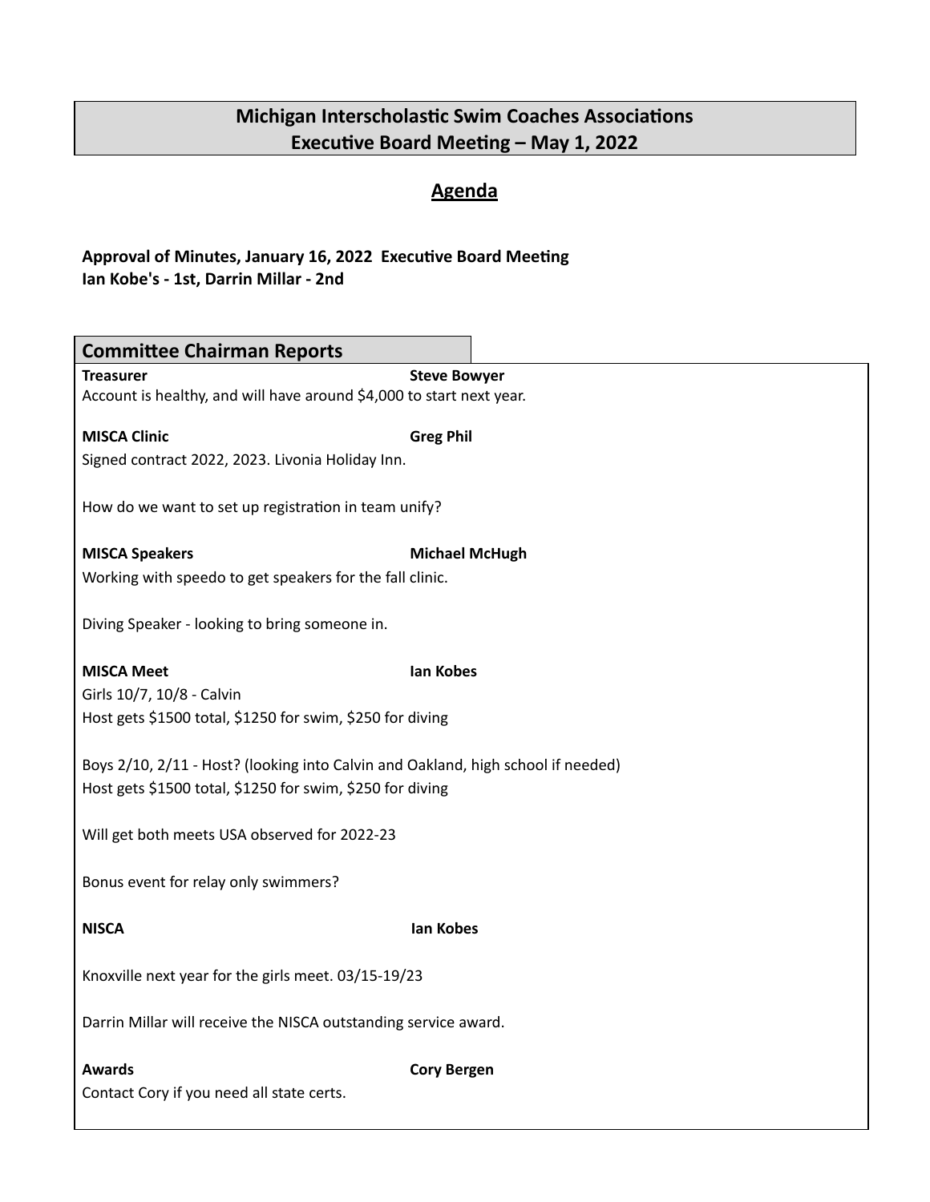# Michigan Interscholastic Swim Coaches Associations
## Executive Board Meeting – May 1, 2022

## Agenda

**Approval of Minutes, January 16, 2022 Executive Board Meeting**
**Ian Kobe's - 1st, Darrin Millar - 2nd**

## Committee Chairman Reports

**Treasurer** **Steve Bowyer**

Account is healthy, and will have around $4,000 to start next year.

**MISCA Clinic** **Greg Phil**

Signed contract 2022, 2023. Livonia Holiday Inn.

How do we want to set up registration in team unify?

**MISCA Speakers** **Michael McHugh**

Working with speedo to get speakers for the fall clinic.

Diving Speaker - looking to bring someone in.

**MISCA Meet** **Ian Kobes**

Girls 10/7, 10/8 - Calvin
Host gets $1500 total, $1250 for swim, $250 for diving

Boys 2/10, 2/11 - Host? (looking into Calvin and Oakland, high school if needed)
Host gets $1500 total, $1250 for swim, $250 for diving

Will get both meets USA observed for 2022-23

Bonus event for relay only swimmers?

**NISCA** **Ian Kobes**

Knoxville next year for the girls meet. 03/15-19/23

Darrin Millar will receive the NISCA outstanding service award.

**Awards** **Cory Bergen**

Contact Cory if you need all state certs.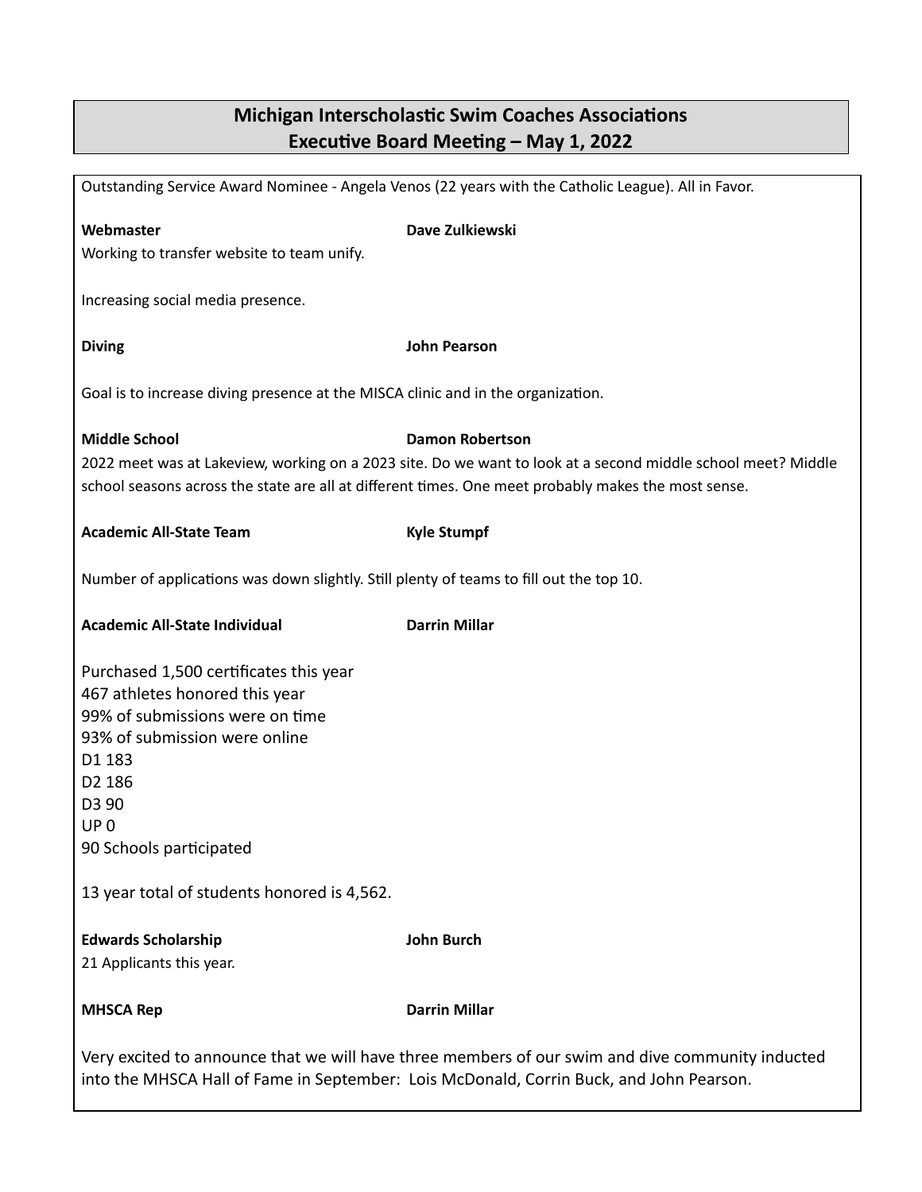# Michigan Interscholastic Swim Coaches Associations
## Executive Board Meeting – May 1, 2022

Outstanding Service Award Nominee - Angela Venos (22 years with the Catholic League). All in Favor.

**Webmaster** **Dave Zulkiewski**

Working to transfer website to team unify.

Increasing social media presence.

**Diving** **John Pearson**

Goal is to increase diving presence at the MISCA clinic and in the organization.

**Middle School** **Damon Robertson**

2022 meet was at Lakeview, working on a 2023 site. Do we want to look at a second middle school meet? Middle school seasons across the state are all at different times. One meet probably makes the most sense.

**Academic All-State Team** **Kyle Stumpf**

Number of applications was down slightly. Still plenty of teams to fill out the top 10.

**Academic All-State Individual** **Darrin Millar**

Purchased 1,500 certificates this year
467 athletes honored this year
99% of submissions were on time
93% of submission were online
D1 183
D2 186
D3 90
UP 0
90 Schools participated

13 year total of students honored is 4,562.

**Edwards Scholarship** **John Burch**

21 Applicants this year.

**MHSCA Rep** **Darrin Millar**

Very excited to announce that we will have three members of our swim and dive community inducted into the MHSCA Hall of Fame in September: Lois McDonald, Corrin Buck, and John Pearson.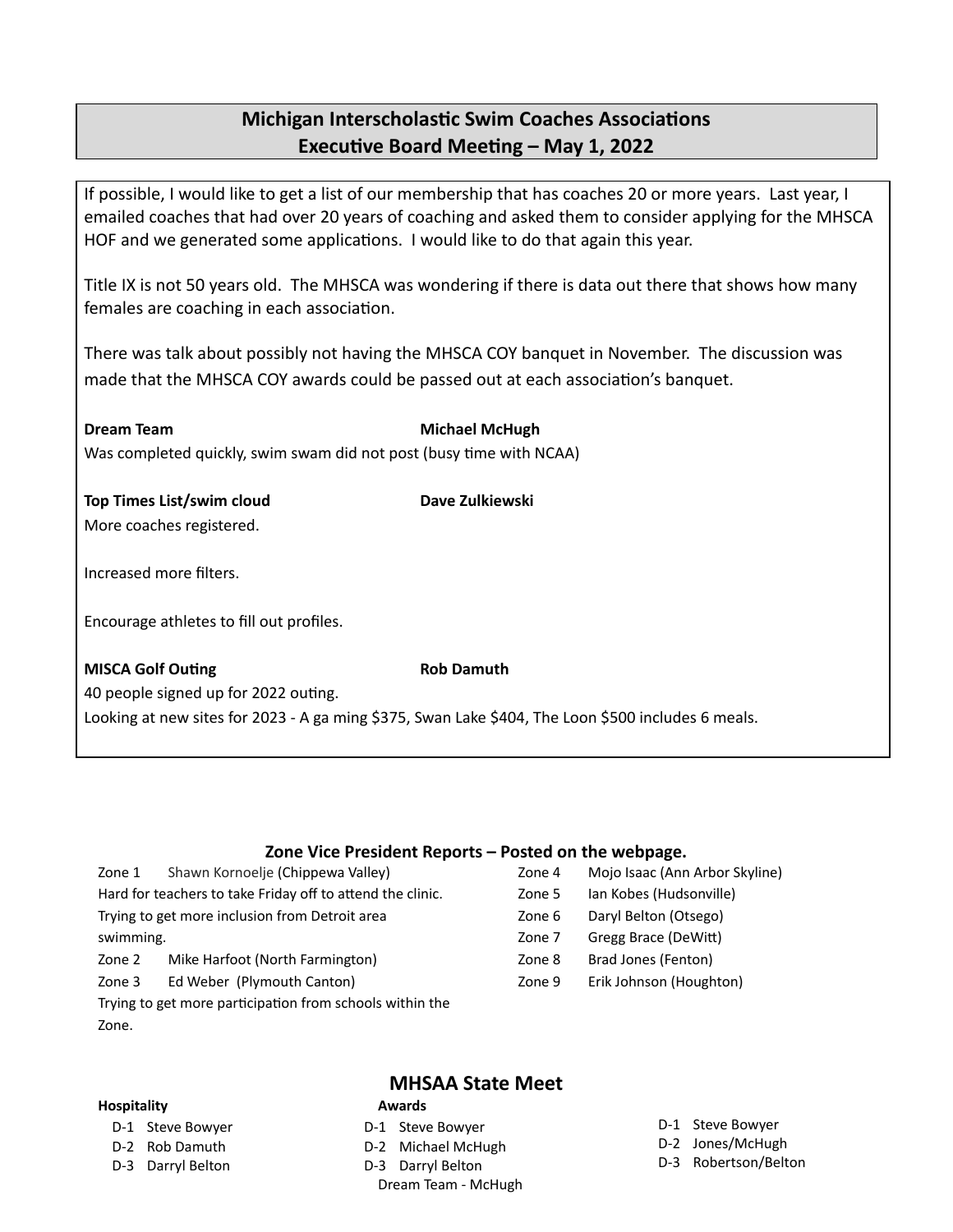## Michigan Interscholastic Swim Coaches Associations
## Executive Board Meeting – May 1, 2022

If possible, I would like to get a list of our membership that has coaches 20 or more years. Last year, I emailed coaches that had over 20 years of coaching and asked them to consider applying for the MHSCA HOF and we generated some applications. I would like to do that again this year.

Title IX is not 50 years old. The MHSCA was wondering if there is data out there that shows how many females are coaching in each association.

There was talk about possibly not having the MHSCA COY banquet in November. The discussion was made that the MHSCA COY awards could be passed out at each association's banquet.

**Dream Team** **Michael McHugh**

Was completed quickly, swim swam did not post (busy time with NCAA)

**Top Times List/swim cloud** **Dave Zulkiewski**

More coaches registered.

Increased more filters.

Encourage athletes to fill out profiles.

**MISCA Golf Outing** **Rob Damuth**

40 people signed up for 2022 outing.

Looking at new sites for 2023 - A ga ming $375, Swan Lake $404, The Loon $500 includes 6 meals.

### Zone Vice President Reports – Posted on the webpage.

Zone 1 Shawn Kornoelje (Chippewa Valley)

Hard for teachers to take Friday off to attend the clinic.

Trying to get more inclusion from Detroit area swimming.

Zone 2 Mike Harfoot (North Farmington)

Zone 3 Ed Weber (Plymouth Canton)

Trying to get more participation from schools within the Zone.

Zone 4 Mojo Isaac (Ann Arbor Skyline)

Zone 5 Ian Kobes (Hudsonville)

Zone 6 Daryl Belton (Otsego)

Zone 7 Gregg Brace (DeWitt)

Zone 8 Brad Jones (Fenton)

Zone 9 Erik Johnson (Houghton)

## MHSAA State Meet

**Hospitality**

- D-1 Steve Bowyer
- D-2 Rob Damuth
- D-3 Darryl Belton

**Awards**

- D-1 Steve Bowyer
- D-2 Michael McHugh
- D-3 Darryl Belton
- Dream Team - McHugh

- D-1 Steve Bowyer
- D-2 Jones/McHugh
- D-3 Robertson/Belton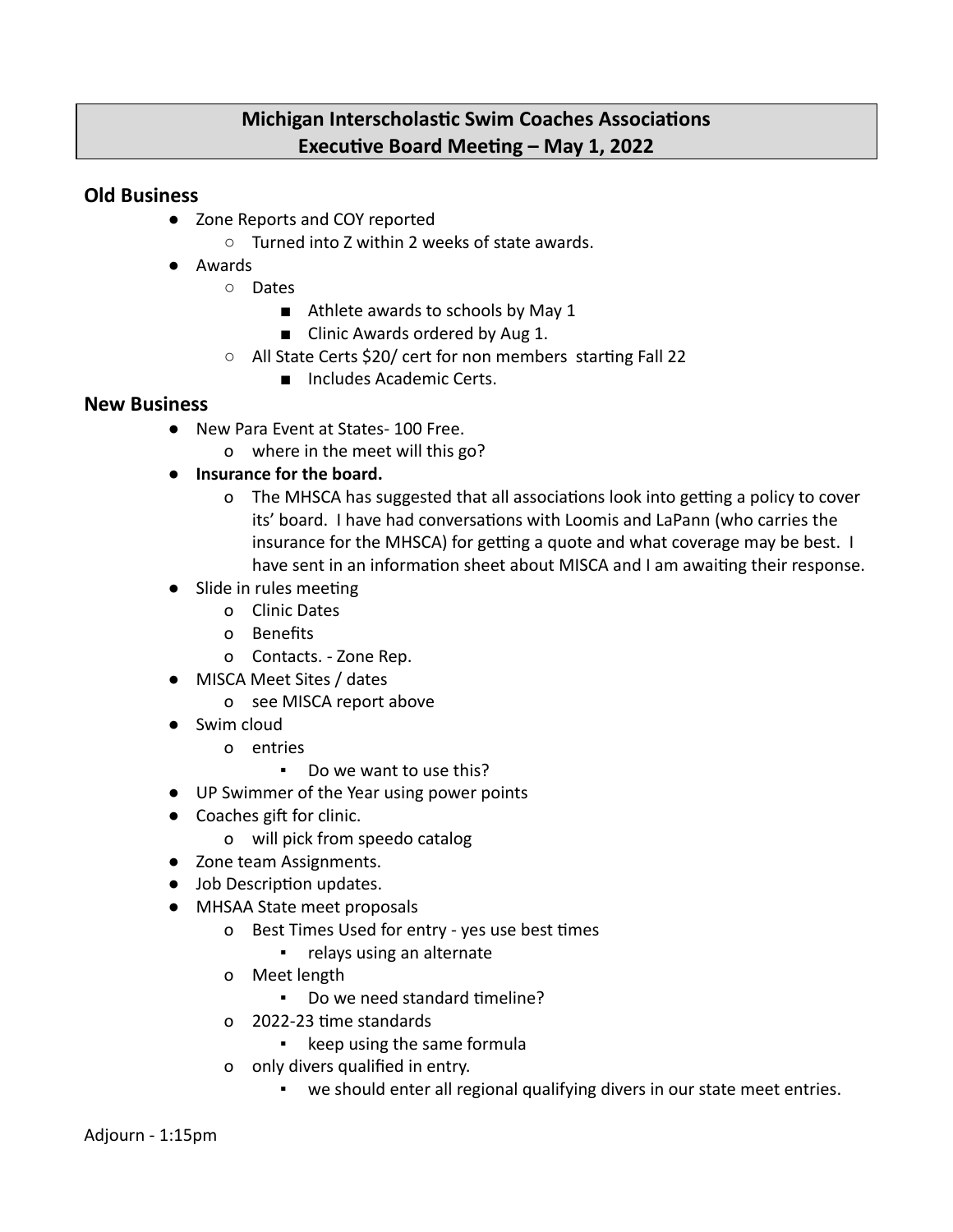**Michigan Interscholastic Swim Coaches Associations**
**Executive Board Meeting – May 1, 2022**

## Old Business

- Zone Reports and COY reported
  - Turned into Z within 2 weeks of state awards.
- Awards
  - Dates
    - Athlete awards to schools by May 1
    - Clinic Awards ordered by Aug 1.
  - All State Certs $20/ cert for non members starting Fall 22
    - Includes Academic Certs.

## New Business

- New Para Event at States- 100 Free.
  - where in the meet will this go?
- **Insurance for the board.**
  - The MHSCA has suggested that all associations look into getting a policy to cover its' board. I have had conversations with Loomis and LaPann (who carries the insurance for the MHSCA) for getting a quote and what coverage may be best. I have sent in an information sheet about MISCA and I am awaiting their response.
- Slide in rules meeting
  - Clinic Dates
  - Benefits
  - Contacts. - Zone Rep.
- MISCA Meet Sites / dates
  - see MISCA report above
- Swim cloud
  - entries
    - Do we want to use this?
- UP Swimmer of the Year using power points
- Coaches gift for clinic.
  - will pick from speedo catalog
- Zone team Assignments.
- Job Description updates.
- MHSAA State meet proposals
  - Best Times Used for entry - yes use best times
    - relays using an alternate
  - Meet length
    - Do we need standard timeline?
  - 2022-23 time standards
    - keep using the same formula
  - only divers qualified in entry.
    - we should enter all regional qualifying divers in our state meet entries.

Adjourn - 1:15pm